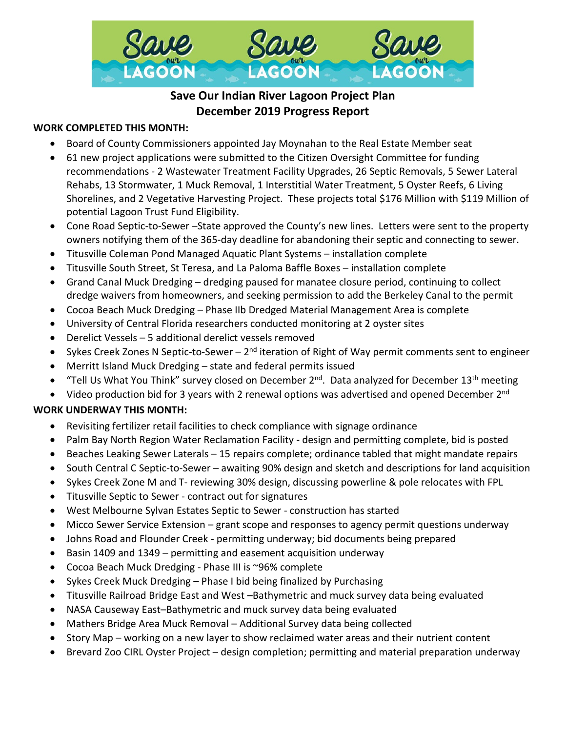# Save Our Indian River Lagoon Project Plan
## December 2019 Progress Report

**WORK COMPLETED THIS MONTH:**

- Board of County Commissioners appointed Jay Moynahan to the Real Estate Member seat
- 61 new project applications were submitted to the Citizen Oversight Committee for funding recommendations - 2 Wastewater Treatment Facility Upgrades, 26 Septic Removals, 5 Sewer Lateral Rehabs, 13 Stormwater, 1 Muck Removal, 1 Interstitial Water Treatment, 5 Oyster Reefs, 6 Living Shorelines, and 2 Vegetative Harvesting Project. These projects total $176 Million with $119 Million of potential Lagoon Trust Fund Eligibility.
- Cone Road Septic-to-Sewer –State approved the County's new lines. Letters were sent to the property owners notifying them of the 365-day deadline for abandoning their septic and connecting to sewer.
- Titusville Coleman Pond Managed Aquatic Plant Systems – installation complete
- Titusville South Street, St Teresa, and La Paloma Baffle Boxes – installation complete
- Grand Canal Muck Dredging – dredging paused for manatee closure period, continuing to collect dredge waivers from homeowners, and seeking permission to add the Berkeley Canal to the permit
- Cocoa Beach Muck Dredging – Phase IIb Dredged Material Management Area is complete
- University of Central Florida researchers conducted monitoring at 2 oyster sites
- Derelict Vessels – 5 additional derelict vessels removed
- Sykes Creek Zones N Septic-to-Sewer – 2nd iteration of Right of Way permit comments sent to engineer
- Merritt Island Muck Dredging – state and federal permits issued
- "Tell Us What You Think" survey closed on December 2nd. Data analyzed for December 13th meeting
- Video production bid for 3 years with 2 renewal options was advertised and opened December 2nd

**WORK UNDERWAY THIS MONTH:**

- Revisiting fertilizer retail facilities to check compliance with signage ordinance
- Palm Bay North Region Water Reclamation Facility - design and permitting complete, bid is posted
- Beaches Leaking Sewer Laterals – 15 repairs complete; ordinance tabled that might mandate repairs
- South Central C Septic-to-Sewer – awaiting 90% design and sketch and descriptions for land acquisition
- Sykes Creek Zone M and T- reviewing 30% design, discussing powerline & pole relocates with FPL
- Titusville Septic to Sewer - contract out for signatures
- West Melbourne Sylvan Estates Septic to Sewer - construction has started
- Micco Sewer Service Extension – grant scope and responses to agency permit questions underway
- Johns Road and Flounder Creek - permitting underway; bid documents being prepared
- Basin 1409 and 1349 – permitting and easement acquisition underway
- Cocoa Beach Muck Dredging - Phase III is ~96% complete
- Sykes Creek Muck Dredging – Phase I bid being finalized by Purchasing
- Titusville Railroad Bridge East and West –Bathymetric and muck survey data being evaluated
- NASA Causeway East–Bathymetric and muck survey data being evaluated
- Mathers Bridge Area Muck Removal – Additional Survey data being collected
- Story Map – working on a new layer to show reclaimed water areas and their nutrient content
- Brevard Zoo CIRL Oyster Project – design completion; permitting and material preparation underway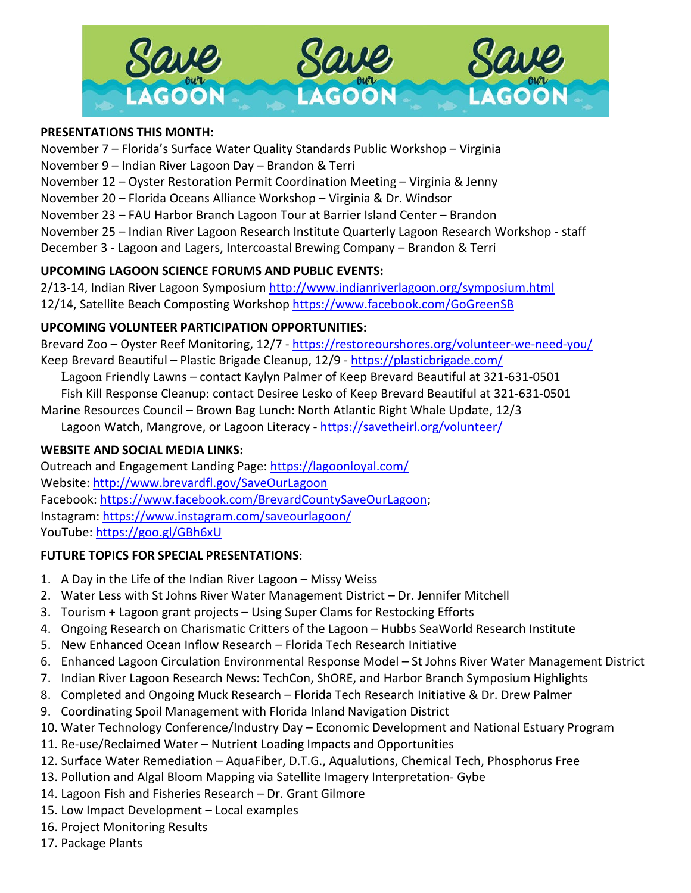**PRESENTATIONS THIS MONTH:**

November 7 – Florida's Surface Water Quality Standards Public Workshop – Virginia
November 9 – Indian River Lagoon Day – Brandon & Terri
November 12 – Oyster Restoration Permit Coordination Meeting – Virginia & Jenny
November 20 – Florida Oceans Alliance Workshop – Virginia & Dr. Windsor
November 23 – FAU Harbor Branch Lagoon Tour at Barrier Island Center – Brandon
November 25 – Indian River Lagoon Research Institute Quarterly Lagoon Research Workshop - staff
December 3 - Lagoon and Lagers, Intercoastal Brewing Company – Brandon & Terri

**UPCOMING LAGOON SCIENCE FORUMS AND PUBLIC EVENTS:**

2/13-14, Indian River Lagoon Symposium http://www.indianriverlagoon.org/symposium.html
12/14, Satellite Beach Composting Workshop https://www.facebook.com/GoGreenSB

**UPCOMING VOLUNTEER PARTICIPATION OPPORTUNITIES:**

Brevard Zoo – Oyster Reef Monitoring, 12/7 - https://restoreourshores.org/volunteer-we-need-you/
Keep Brevard Beautiful – Plastic Brigade Cleanup, 12/9 - https://plasticbrigade.com/
Lagoon Friendly Lawns – contact Kaylyn Palmer of Keep Brevard Beautiful at 321-631-0501
Fish Kill Response Cleanup: contact Desiree Lesko of Keep Brevard Beautiful at 321-631-0501
Marine Resources Council – Brown Bag Lunch: North Atlantic Right Whale Update, 12/3
Lagoon Watch, Mangrove, or Lagoon Literacy - https://savetheirl.org/volunteer/

**WEBSITE AND SOCIAL MEDIA LINKS:**

Outreach and Engagement Landing Page: https://lagoonloyal.com/
Website: http://www.brevardfl.gov/SaveOurLagoon
Facebook: https://www.facebook.com/BrevardCountySaveOurLagoon;
Instagram: https://www.instagram.com/saveourlagoon/
YouTube: https://goo.gl/GBh6xU

**FUTURE TOPICS FOR SPECIAL PRESENTATIONS**:

1. A Day in the Life of the Indian River Lagoon – Missy Weiss
2. Water Less with St Johns River Water Management District – Dr. Jennifer Mitchell
3. Tourism + Lagoon grant projects – Using Super Clams for Restocking Efforts
4. Ongoing Research on Charismatic Critters of the Lagoon – Hubbs SeaWorld Research Institute
5. New Enhanced Ocean Inflow Research – Florida Tech Research Initiative
6. Enhanced Lagoon Circulation Environmental Response Model – St Johns River Water Management District
7. Indian River Lagoon Research News: TechCon, ShORE, and Harbor Branch Symposium Highlights
8. Completed and Ongoing Muck Research – Florida Tech Research Initiative & Dr. Drew Palmer
9. Coordinating Spoil Management with Florida Inland Navigation District
10. Water Technology Conference/Industry Day – Economic Development and National Estuary Program
11. Re-use/Reclaimed Water – Nutrient Loading Impacts and Opportunities
12. Surface Water Remediation – AquaFiber, D.T.G., Aqualutions, Chemical Tech, Phosphorus Free
13. Pollution and Algal Bloom Mapping via Satellite Imagery Interpretation- Gybe
14. Lagoon Fish and Fisheries Research – Dr. Grant Gilmore
15. Low Impact Development – Local examples
16. Project Monitoring Results
17. Package Plants